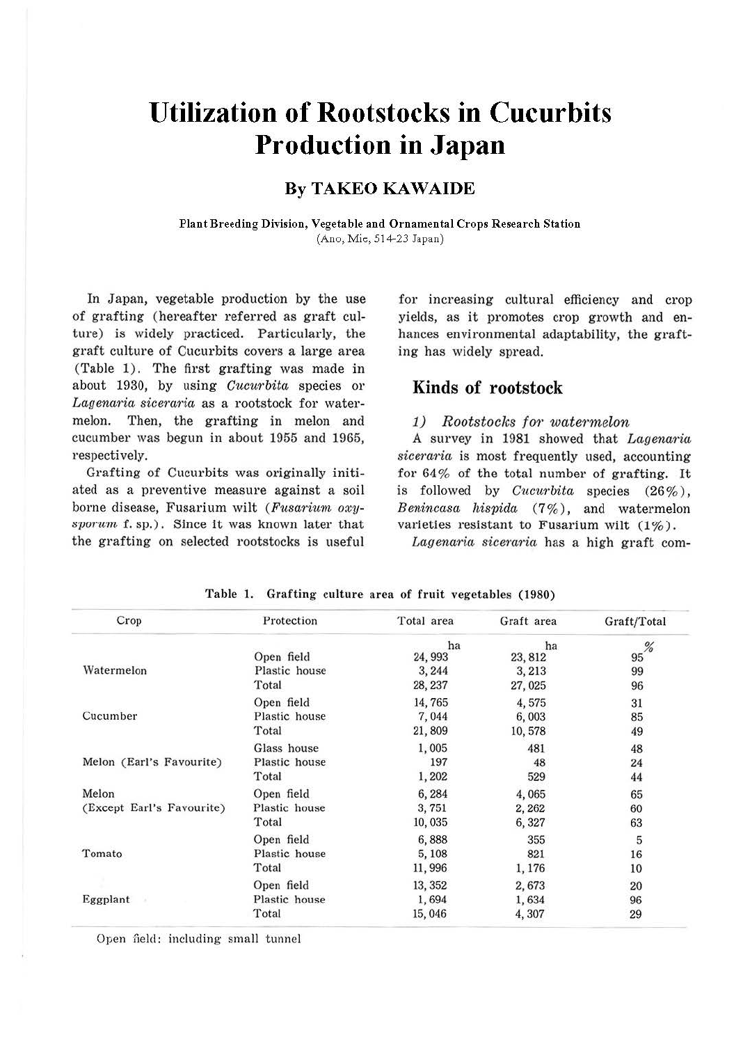# Utilization of Rootstocks in Cucurbits Production in Japan

**By TAKEO KAWAIDE**

**Plant Breeding Division, Vegetable and Ornamental Crops Research Station**
(Ano, Mie, 514-23 Japan)

In Japan, vegetable production by the use of grafting (hereafter referred as graft culture) is widely practiced. Particularly, the graft culture of Cucurbits covers a large area (Table 1). The first grafting was made in about 1930, by using *Cucurbita* species or *Lagenaria siceraria* as a rootstock for watermelon. Then, the grafting in melon and cucumber was begun in about 1955 and 1965, respectively.

Grafting of Cucurbits was originally initiated as a preventive measure against a soil borne disease, Fusarium wilt (*Fusarium oxysporum* f. sp.). Since it was known later that the grafting on selected rootstocks is useful for increasing cultural efficiency and crop yields, as it promotes crop growth and enhances environmental adaptability, the grafting has widely spread.

## Kinds of rootstock

### 1) *Rootstocks for watermelon*

A survey in 1981 showed that *Lagenaria siceraria* is most frequently used, accounting for 64% of the total number of grafting. It is followed by *Cucurbita* species (26%), *Benincasa hispida* (7%), and watermelon varieties resistant to Fusarium wilt (1%).

*Lagenaria siceraria* has a high graft com-

**Table 1. Grafting culture area of fruit vegetables (1980)**

| Crop | Protection | Total area | Graft area | Graft/Total |
|---|---|---|---|---|
| | | ha | ha | % |
| Watermelon | Open field | 24,993 | 23,812 | 95 |
| | Plastic house | 3,244 | 3,213 | 99 |
| | Total | 28,237 | 27,025 | 96 |
| Cucumber | Open field | 14,765 | 4,575 | 31 |
| | Plastic house | 7,044 | 6,003 | 85 |
| | Total | 21,809 | 10,578 | 49 |
| Melon (Earl's Favourite) | Glass house | 1,005 | 481 | 48 |
| | Plastic house | 197 | 48 | 24 |
| | Total | 1,202 | 529 | 44 |
| Melon (Except Earl's Favourite) | Open field | 6,284 | 4,065 | 65 |
| | Plastic house | 3,751 | 2,262 | 60 |
| | Total | 10,035 | 6,327 | 63 |
| Tomato | Open field | 6,888 | 355 | 5 |
| | Plastic house | 5,108 | 821 | 16 |
| | Total | 11,996 | 1,176 | 10 |
| Eggplant | Open field | 13,352 | 2,673 | 20 |
| | Plastic house | 1,694 | 1,634 | 96 |
| | Total | 15,046 | 4,307 | 29 |

Open field: including small tunnel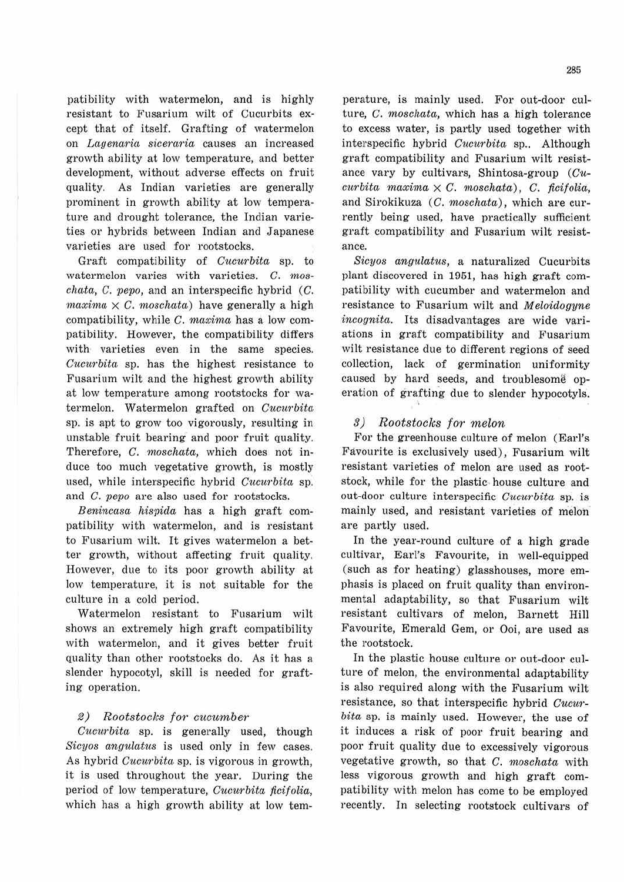patibility with watermelon, and is highly resistant to Fusarium wilt of Cucurbits except that of itself. Grafting of watermelon on *Lagenaria siceraria* causes an increased growth ability at low temperature, and better development, without adverse effects on fruit quality. As Indian varieties are generally prominent in growth ability at low temperature and drought tolerance, the Indian varieties or hybrids between Indian and Japanese varieties are used for rootstocks.

Graft compatibility of *Cucurbita* sp. to watermelon varies with varieties. *C. moschata*, *C. pepo*, and an interspecific hybrid (*C. maxima* × *C. moschata*) have generally a high compatibility, while *C. maxima* has a low compatibility. However, the compatibility differs with varieties even in the same species. *Cucurbita* sp. has the highest resistance to Fusarium wilt and the highest growth ability at low temperature among rootstocks for watermelon. Watermelon grafted on *Cucurbita* sp. is apt to grow too vigorously, resulting in unstable fruit bearing and poor fruit quality. Therefore, *C. moschata*, which does not induce too much vegetative growth, is mostly used, while interspecific hybrid *Cucurbita* sp. and *C. pepo* are also used for rootstocks.

*Benincasa hispida* has a high graft compatibility with watermelon, and is resistant to Fusarium wilt. It gives watermelon a better growth, without affecting fruit quality. However, due to its poor growth ability at low temperature, it is not suitable for the culture in a cold period.

Watermelon resistant to Fusarium wilt shows an extremely high graft compatibility with watermelon, and it gives better fruit quality than other rootstocks do. As it has a slender hypocotyl, skill is needed for grafting operation.

### *2) Rootstocks for cucumber*

*Cucurbita* sp. is generally used, though *Sicyos angulatus* is used only in few cases. As hybrid *Cucurbita* sp. is vigorous in growth, it is used throughout the year. During the period of low temperature, *Cucurbita ficifolia*, which has a high growth ability at low temperature, is mainly used. For out-door culture, *C. moschata*, which has a high tolerance to excess water, is partly used together with interspecific hybrid *Cucurbita* sp.. Although graft compatibility and Fusarium wilt resistance vary by cultivars, Shintosa-group (*Cucurbita maxima* × *C. moschata*), *C. ficifolia*, and Sirokikuza (*C. moschata*), which are currently being used, have practically sufficient graft compatibility and Fusarium wilt resistance.

*Sicyos angulatus*, a naturalized Cucurbits plant discovered in 1951, has high graft compatibility with cucumber and watermelon and resistance to Fusarium wilt and *Meloidogyne incognita*. Its disadvantages are wide variations in graft compatibility and Fusarium wilt resistance due to different regions of seed collection, lack of germination uniformity caused by hard seeds, and troublesome operation of grafting due to slender hypocotyls.

### *3) Rootstocks for melon*

For the greenhouse culture of melon (Earl's Favourite is exclusively used), Fusarium wilt resistant varieties of melon are used as rootstock, while for the plastic house culture and out-door culture interspecific *Cucurbita* sp. is mainly used, and resistant varieties of melon are partly used.

In the year-round culture of a high grade cultivar, Earl's Favourite, in well-equipped (such as for heating) glasshouses, more emphasis is placed on fruit quality than environmental adaptability, so that Fusarium wilt resistant cultivars of melon, Barnett Hill Favourite, Emerald Gem, or Ooi, are used as the rootstock.

In the plastic house culture or out-door culture of melon, the environmental adaptability is also required along with the Fusarium wilt resistance, so that interspecific hybrid *Cucurbita* sp. is mainly used. However, the use of it induces a risk of poor fruit bearing and poor fruit quality due to excessively vigorous vegetative growth, so that *C. moschata* with less vigorous growth and high graft compatibility with melon has come to be employed recently. In selecting rootstock cultivars of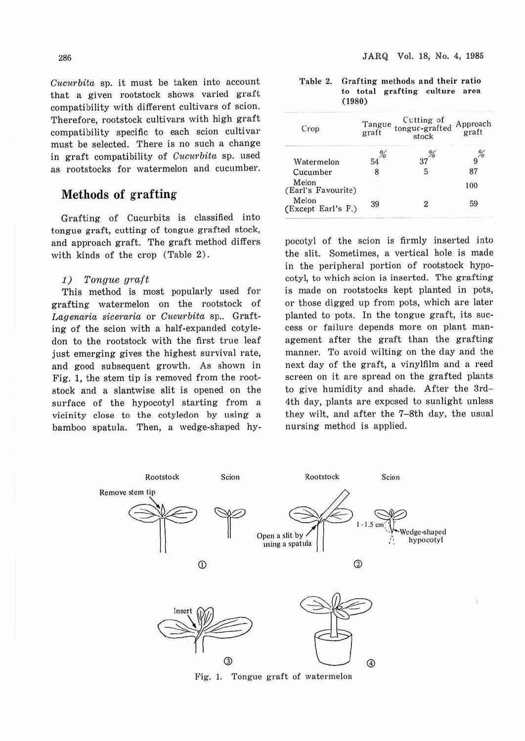*Cucurbita* sp. it must be taken into account that a given rootstock shows varied graft compatibility with different cultivars of scion. Therefore, rootstock cultivars with high graft compatibility specific to each scion cultivar must be selected. There is no such a change in graft compatibility of *Cucurbita* sp. used as rootstocks for watermelon and cucumber.

## Methods of grafting

Grafting of Cucurbits is classified into tongue graft, cutting of tongue grafted stock, and approach graft. The graft method differs with kinds of the crop (Table 2).

Table 2. Grafting methods and their ratio to total grafting culture area (1980)

| Crop | Tangue graft | Cutting of tongue-grafted stock | Approach graft |
|---|---|---|---|
| | % | % | % |
| Watermelon | 54 | 37 | 9 |
| Cucumber | 8 | 5 | 87 |
| Melon (Earl's Favourite) | | | 100 |
| Melon (Except Earl's F.) | 39 | 2 | 59 |

### 1) *Tongue graft*

This method is most popularly used for grafting watermelon on the rootstock of *Lagenaria siceraria* or *Cucurbita* sp.. Grafting of the scion with a half-expanded cotyledon to the rootstock with the first true leaf just emerging gives the highest survival rate, and good subsequent growth. As shown in Fig. 1, the stem tip is removed from the rootstock and a slantwise slit is opened on the surface of the hypocotyl starting from a vicinity close to the cotyledon by using a bamboo spatula. Then, a wedge-shaped hypocotyl of the scion is firmly inserted into the slit. Sometimes, a vertical hole is made in the peripheral portion of rootstock hypocotyl, to which scion is inserted. The grafting is made on rootstocks kept planted in pots, or those digged up from pots, which are later planted to pots. In the tongue graft, its success or failure depends more on plant management after the graft than the grafting manner. To avoid wilting on the day and the next day of the graft, a vinylfilm and a reed screen on it are spread on the grafted plants to give humidity and shade. After the 3rd–4th day, plants are exposed to sunlight unless they wilt, and after the 7–8th day, the usual nursing method is applied.

Fig. 1. Tongue graft of watermelon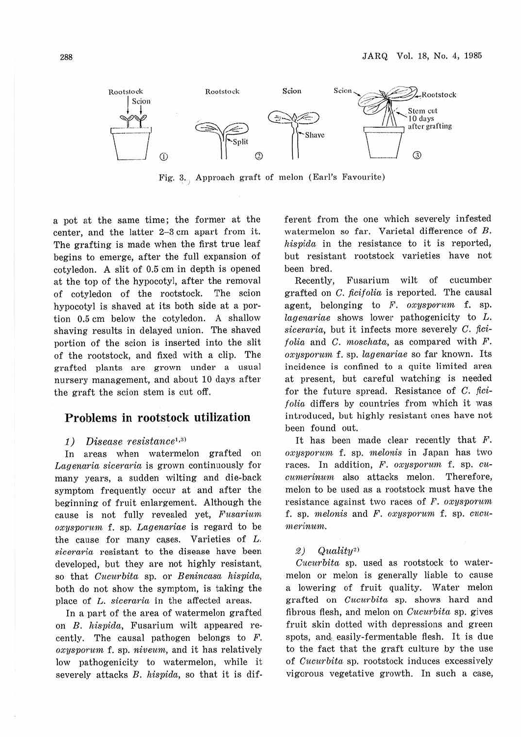Fig. 3. Approach graft of melon (Earl's Favourite)

a pot at the same time; the former at the center, and the latter 2–3 cm apart from it. The grafting is made when the first true leaf begins to emerge, after the full expansion of cotyledon. A slit of 0.5 cm in depth is opened at the top of the hypocotyl, after the removal of cotyledon of the rootstock. The scion hypocotyl is shaved at its both side at a portion 0.5 cm below the cotyledon. A shallow shaving results in delayed union. The shaved portion of the scion is inserted into the slit of the rootstock, and fixed with a clip. The grafted plants are grown under a usual nursery management, and about 10 days after the graft the scion stem is cut off.

## Problems in rootstock utilization

### 1) *Disease resistance*[1,3]

In areas when watermelon grafted on *Lagenaria siceraria* is grown continuously for many years, a sudden wilting and die-back symptom frequently occur at and after the beginning of fruit enlargement. Although the cause is not fully revealed yet, *Fusarium oxysporum* f. sp. *Lagenariae* is regard to be the cause for many cases. Varieties of *L. siceraria* resistant to the disease have been developed, but they are not highly resistant, so that *Cucurbita* sp. or *Benincasa hispida*, both do not show the symptom, is taking the place of *L. siceraria* in the affected areas.

In a part of the area of watermelon grafted on *B. hispida*, Fusarium wilt appeared recently. The causal pathogen belongs to *F. oxysporum* f. sp. *niveum*, and it has relatively low pathogenicity to watermelon, while it severely attacks *B. hispida*, so that it is different from the one which severely infested watermelon so far. Varietal difference of *B. hispida* in the resistance to it is reported, but resistant rootstock varieties have not been bred.

Recently, Fusarium wilt of cucumber grafted on *C. ficifolia* is reported. The causal agent, belonging to *F. oxysporum* f. sp. *lagenariae* shows lower pathogenicity to *L. siceraria*, but it infects more severely *C. ficifolia* and *C. moschata*, as compared with *F. oxysporum* f. sp. *lagenariae* so far known. Its incidence is confined to a quite limited area at present, but careful watching is needed for the future spread. Resistance of *C. ficifolia* differs by countries from which it was introduced, but highly resistant ones have not been found out.

It has been made clear recently that *F. oxysporum* f. sp. *melonis* in Japan has two races. In addition, *F. oxysporum* f. sp. *cucumerinum* also attacks melon. Therefore, melon to be used as a rootstock must have the resistance against two races of *F. oxysporum* f. sp. *melonis* and *F. oxysporum* f. sp. *cucumerinum*.

### 2) *Quality*[2]

*Cucurbita* sp. used as rootstock to watermelon or melon is generally liable to cause a lowering of fruit quality. Water melon grafted on *Cucurbita* sp. shows hard and fibrous flesh, and melon on *Cucurbita* sp. gives fruit skin dotted with depressions and green spots, and easily-fermentable flesh. It is due to the fact that the graft culture by the use of *Cucurbita* sp. rootstock induces excessively vigorous vegetative growth. In such a case,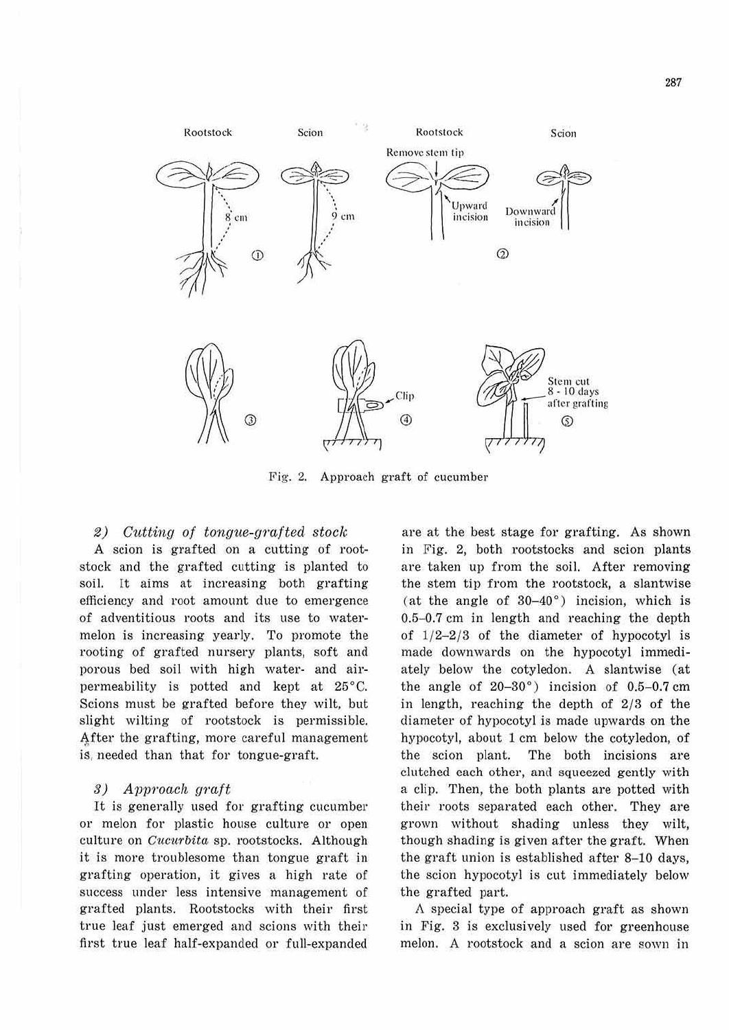Fig. 2. Approach graft of cucumber

*2) Cutting of tongue-grafted stock*

A scion is grafted on a cutting of rootstock and the grafted cutting is planted to soil. It aims at increasing both grafting efficiency and root amount due to emergence of adventitious roots and its use to watermelon is increasing yearly. To promote the rooting of grafted nursery plants, soft and porous bed soil with high water- and air-permeability is potted and kept at 25°C. Scions must be grafted before they wilt, but slight wilting of rootstock is permissible. After the grafting, more careful management is needed than that for tongue-graft.

*3) Approach graft*

It is generally used for grafting cucumber or melon for plastic house culture or open culture on *Cucurbita* sp. rootstocks. Although it is more troublesome than tongue graft in grafting operation, it gives a high rate of success under less intensive management of grafted plants. Rootstocks with their first true leaf just emerged and scions with their first true leaf half-expanded or full-expanded are at the best stage for grafting. As shown in Fig. 2, both rootstocks and scion plants are taken up from the soil. After removing the stem tip from the rootstock, a slantwise (at the angle of 30–40°) incision, which is 0.5–0.7 cm in length and reaching the depth of 1/2–2/3 of the diameter of hypocotyl is made downwards on the hypocotyl immediately below the cotyledon. A slantwise (at the angle of 20–30°) incision of 0.5–0.7 cm in length, reaching the depth of 2/3 of the diameter of hypocotyl is made upwards on the hypocotyl, about 1 cm below the cotyledon, of the scion plant. The both incisions are clutched each other, and squeezed gently with a clip. Then, the both plants are potted with their roots separated each other. They are grown without shading unless they wilt, though shading is given after the graft. When the graft union is established after 8–10 days, the scion hypocotyl is cut immediately below the grafted part.

A special type of approach graft as shown in Fig. 3 is exclusively used for greenhouse melon. A rootstock and a scion are sown in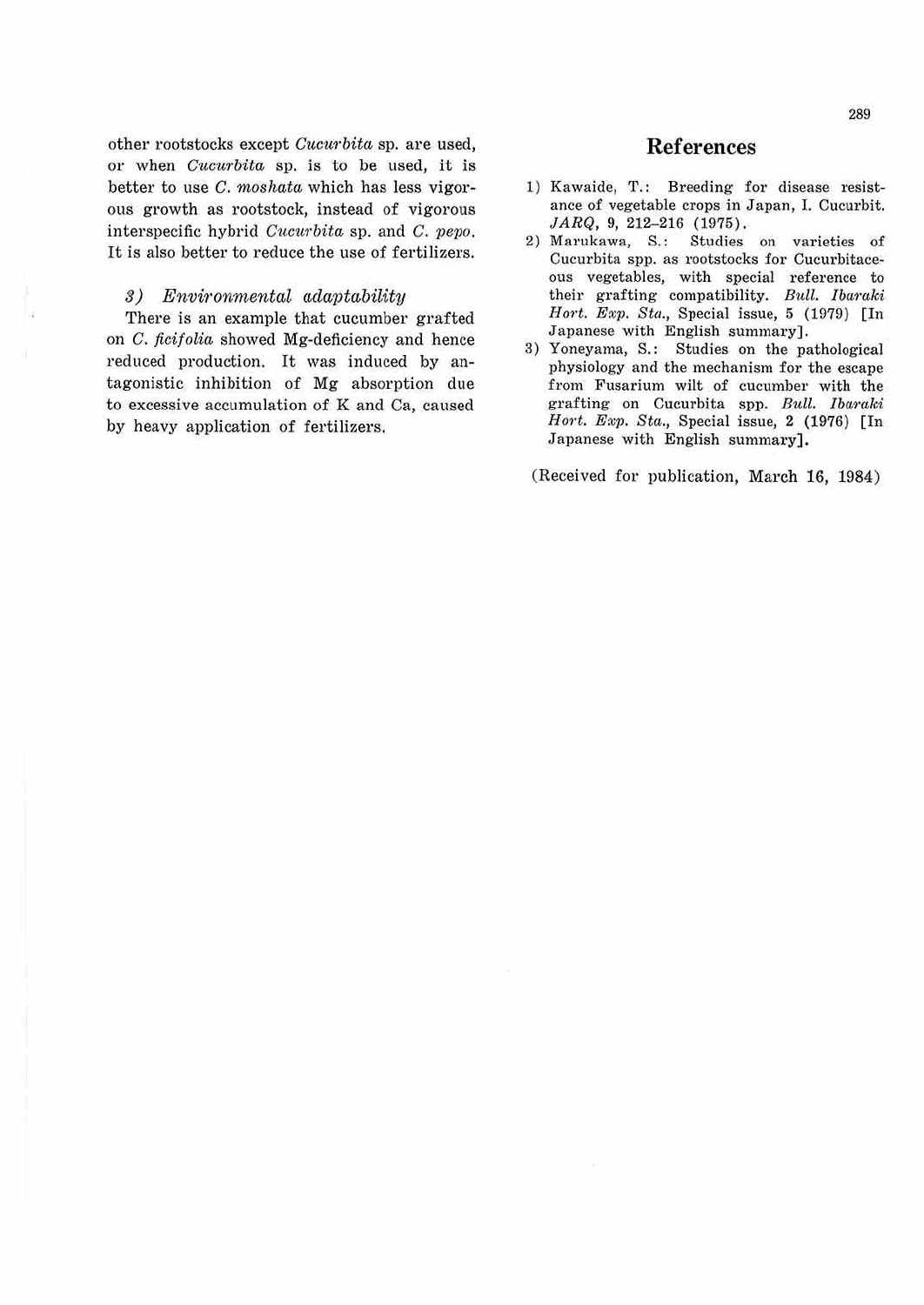other rootstocks except *Cucurbita* sp. are used, or when *Cucurbita* sp. is to be used, it is better to use *C. moshata* which has less vigorous growth as rootstock, instead of vigorous interspecific hybrid *Cucurbita* sp. and *C. pepo*. It is also better to reduce the use of fertilizers.

### *3) Environmental adaptability*

There is an example that cucumber grafted on *C. ficifolia* showed Mg-deficiency and hence reduced production. It was induced by antagonistic inhibition of Mg absorption due to excessive accumulation of K and Ca, caused by heavy application of fertilizers.

## References

1) Kawaide, T.: Breeding for disease resistance of vegetable crops in Japan, I. Cucurbit. *JARQ*, 9, 212–216 (1975).
2) Marukawa, S.: Studies on varieties of Cucurbita spp. as rootstocks for Cucurbitaceous vegetables, with special reference to their grafting compatibility. *Bull. Ibaraki Hort. Exp. Sta.*, Special issue, 5 (1979) [In Japanese with English summary].
3) Yoneyama, S.: Studies on the pathological physiology and the mechanism for the escape from Fusarium wilt of cucumber with the grafting on Cucurbita spp. *Bull. Ibaraki Hort. Exp. Sta.*, Special issue, 2 (1976) [In Japanese with English summary].

(Received for publication, March 16, 1984)